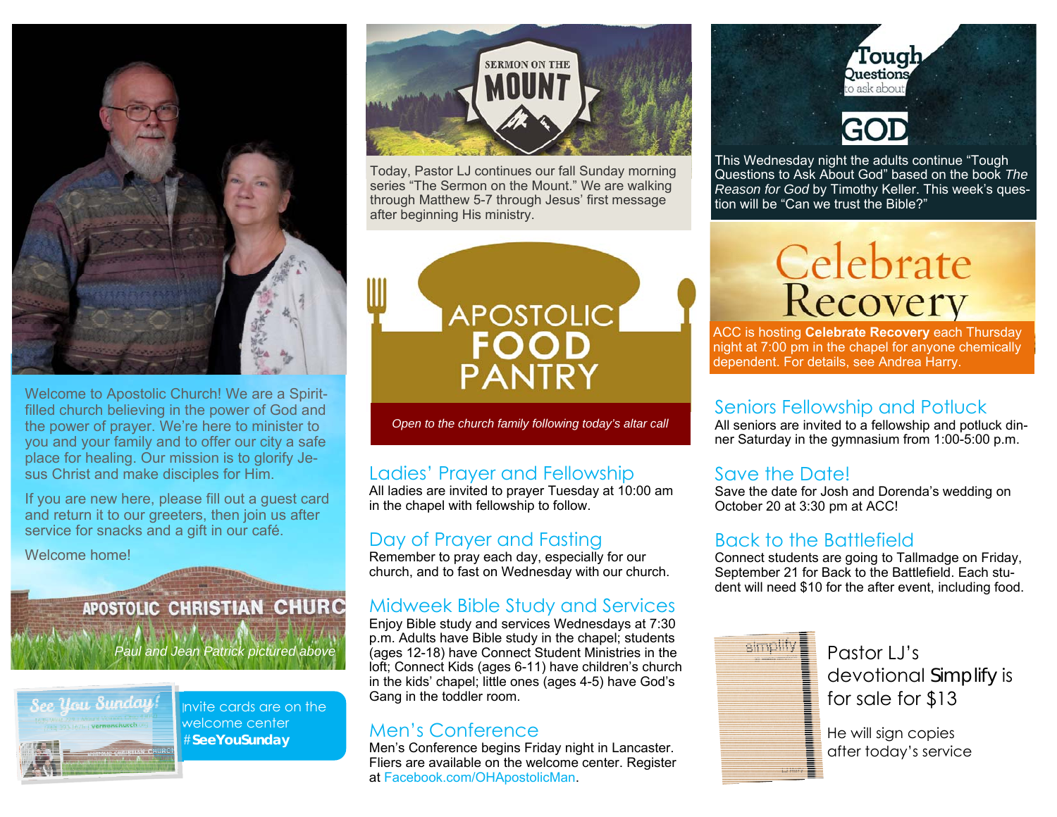Welcome to Apostolic Church! We are a Spirit-filled church believing in the power of God and the power of prayer. We're here to minister to you and your family and to offer our city a safe place for healing. Our mission is to glorify Jesus Christ and make disciples for Him.

If you are new here, please fill out a guest card and return it to our greeters, then join us after service for snacks and a gift in our café.

Welcome home!

APOSTOLIC CHRISTIAN CHURC

*Paul and Jean Patrick pictured above*

Invite cards are on the welcome center #**SeeYouSunday**

## SERMON ON THE MOUNT

Today, Pastor LJ continues our fall Sunday morning series "The Sermon on the Mount." We are walking through Matthew 5-7 through Jesus' first message after beginning His ministry.

## APOSTOLIC FOOD PANTRY

*Open to the church family following today's altar call*

## Ladies' Prayer and Fellowship

All ladies are invited to prayer Tuesday at 10:00 am in the chapel with fellowship to follow.

## Day of Prayer and Fasting

Remember to pray each day, especially for our church, and to fast on Wednesday with our church.

## Midweek Bible Study and Services

Enjoy Bible study and services Wednesdays at 7:30 p.m. Adults have Bible study in the chapel; students (ages 12-18) have Connect Student Ministries in the loft; Connect Kids (ages 6-11) have children's church in the kids' chapel; little ones (ages 4-5) have God's Gang in the toddler room.

## Men's Conference

Men's Conference begins Friday night in Lancaster. Fliers are available on the welcome center. Register at Facebook.com/OHApostolicMan.

## Tough Questions to ask about GOD

This Wednesday night the adults continue "Tough Questions to Ask About God" based on the book *The Reason for God* by Timothy Keller. This week's question will be "Can we trust the Bible?"

## Celebrate Recovery

ACC is hosting **Celebrate Recovery** each Thursday night at 7:00 pm in the chapel for anyone chemically dependent. For details, see Andrea Harry.

## Seniors Fellowship and Potluck

All seniors are invited to a fellowship and potluck dinner Saturday in the gymnasium from 1:00-5:00 p.m.

## Save the Date!

Save the date for Josh and Dorenda's wedding on October 20 at 3:30 pm at ACC!

## Back to the Battlefield

Connect students are going to Tallmadge on Friday, September 21 for Back to the Battlefield. Each student will need $10 for the after event, including food.

Pastor LJ's devotional Simplify is for sale for $13

He will sign copies after today's service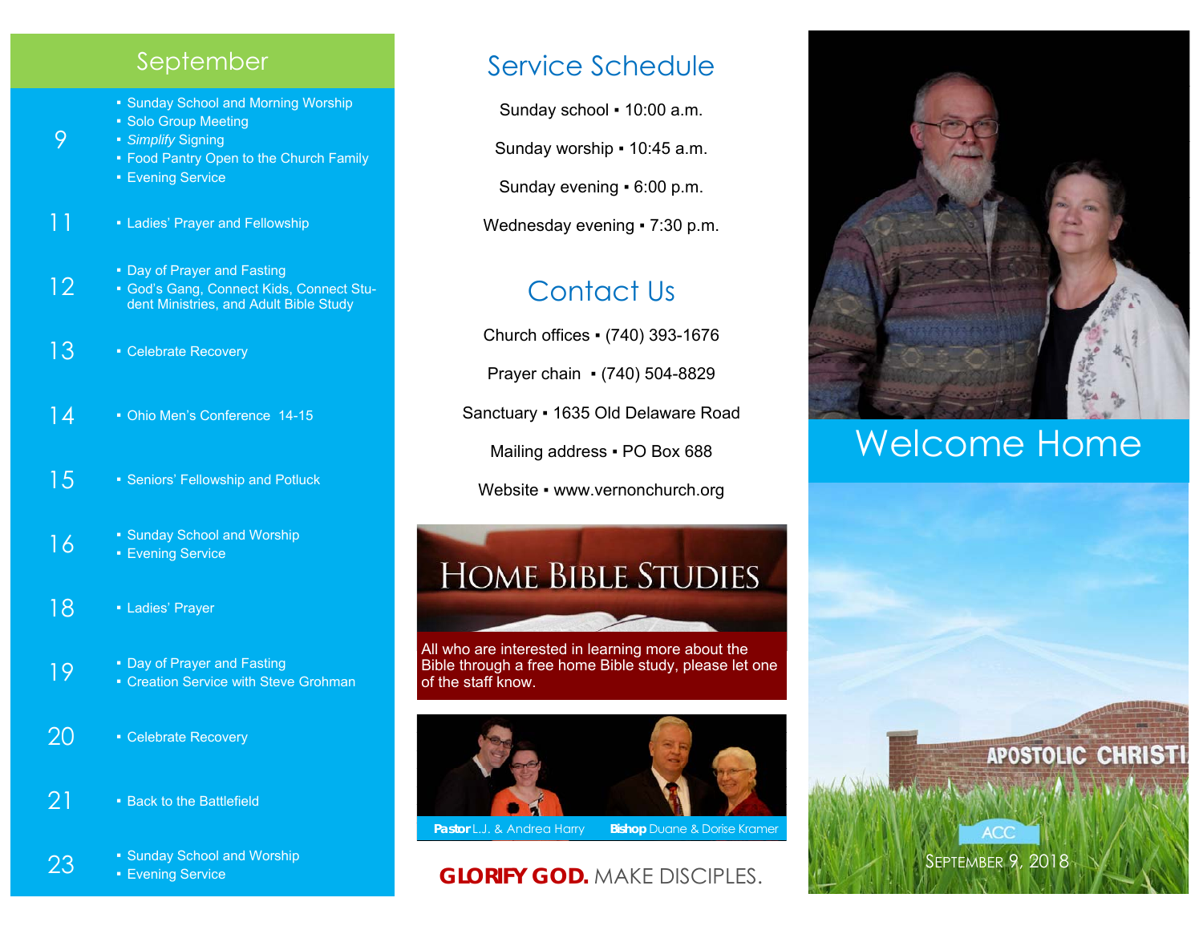## September

**9**
- Sunday School and Morning Worship
- Solo Group Meeting
- *Simplify* Signing
- Food Pantry Open to the Church Family
- Evening Service

**11**
- Ladies' Prayer and Fellowship

**12**
- Day of Prayer and Fasting
- God's Gang, Connect Kids, Connect Student Ministries, and Adult Bible Study

**13**
- Celebrate Recovery

**14**
- Ohio Men's Conference 14-15

**15**
- Seniors' Fellowship and Potluck

**16**
- Sunday School and Worship
- Evening Service

**18**
- Ladies' Prayer

**19**
- Day of Prayer and Fasting
- Creation Service with Steve Grohman

**20**
- Celebrate Recovery

**21**
- Back to the Battlefield

**23**
- Sunday School and Worship
- Evening Service

## Service Schedule

Sunday school ▪ 10:00 a.m.

Sunday worship ▪ 10:45 a.m.

Sunday evening ▪ 6:00 p.m.

Wednesday evening ▪ 7:30 p.m.

## Contact Us

Church offices ▪ (740) 393-1676

Prayer chain ▪ (740) 504-8829

Sanctuary ▪ 1635 Old Delaware Road

Mailing address ▪ PO Box 688

Website ▪ www.vernonchurch.org

## Home Bible Studies

All who are interested in learning more about the Bible through a free home Bible study, please let one of the staff know.

**Pastor** L.J. & Andrea Harry **Bishop** Duane & Dorise Kramer

**GLORIFY GOD.** MAKE DISCIPLES.

# Welcome Home

APOSTOLIC CHRISTI

ACC

September 9, 2018